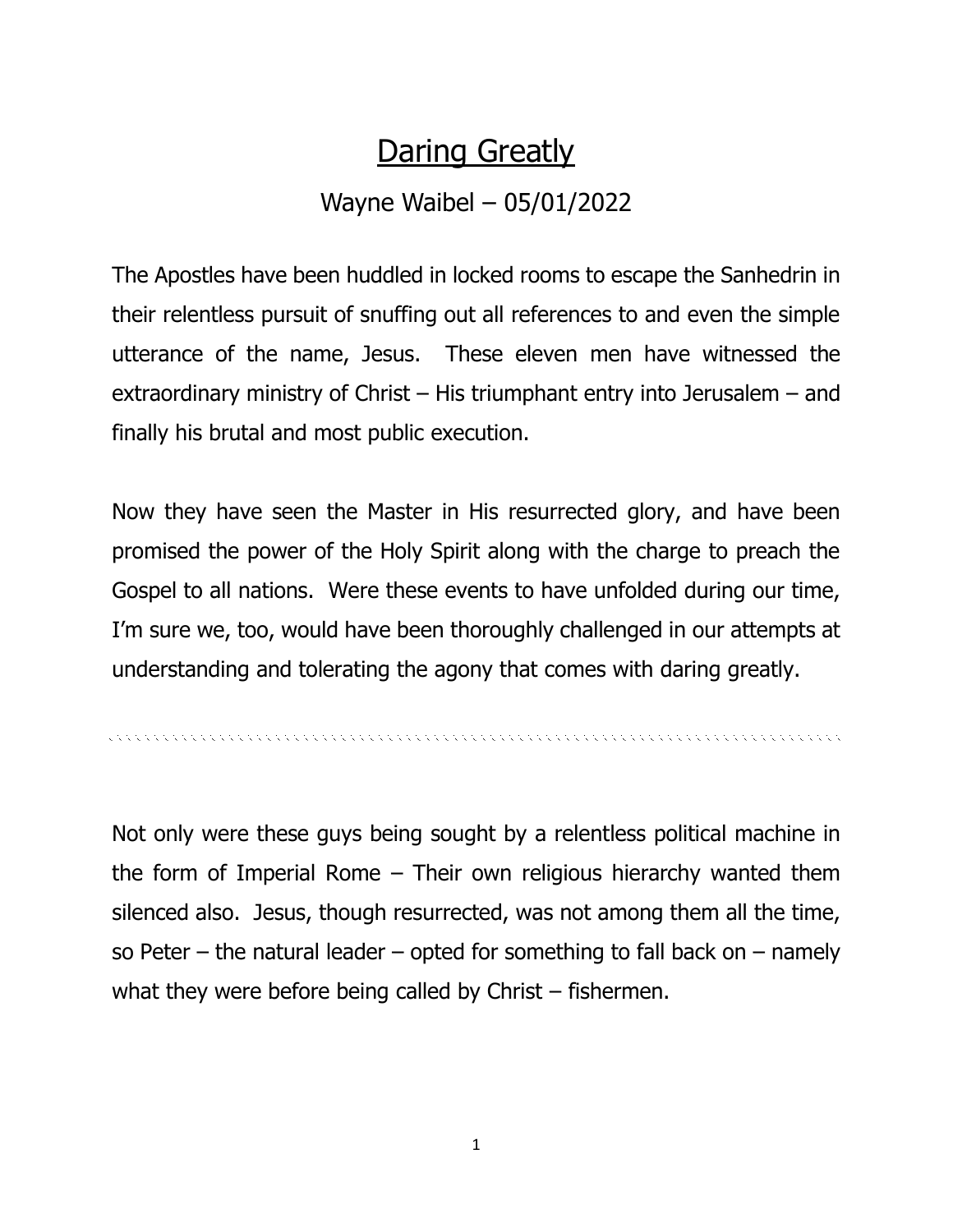# Daring Greatly

Wayne Waibel – 05/01/2022

The Apostles have been huddled in locked rooms to escape the Sanhedrin in their relentless pursuit of snuffing out all references to and even the simple utterance of the name, Jesus. These eleven men have witnessed the extraordinary ministry of Christ – His triumphant entry into Jerusalem – and finally his brutal and most public execution.

Now they have seen the Master in His resurrected glory, and have been promised the power of the Holy Spirit along with the charge to preach the Gospel to all nations. Were these events to have unfolded during our time, I'm sure we, too, would have been thoroughly challenged in our attempts at understanding and tolerating the agony that comes with daring greatly.

---

Not only were these guys being sought by a relentless political machine in the form of Imperial Rome – Their own religious hierarchy wanted them silenced also. Jesus, though resurrected, was not among them all the time, so Peter – the natural leader – opted for something to fall back on – namely what they were before being called by Christ – fishermen.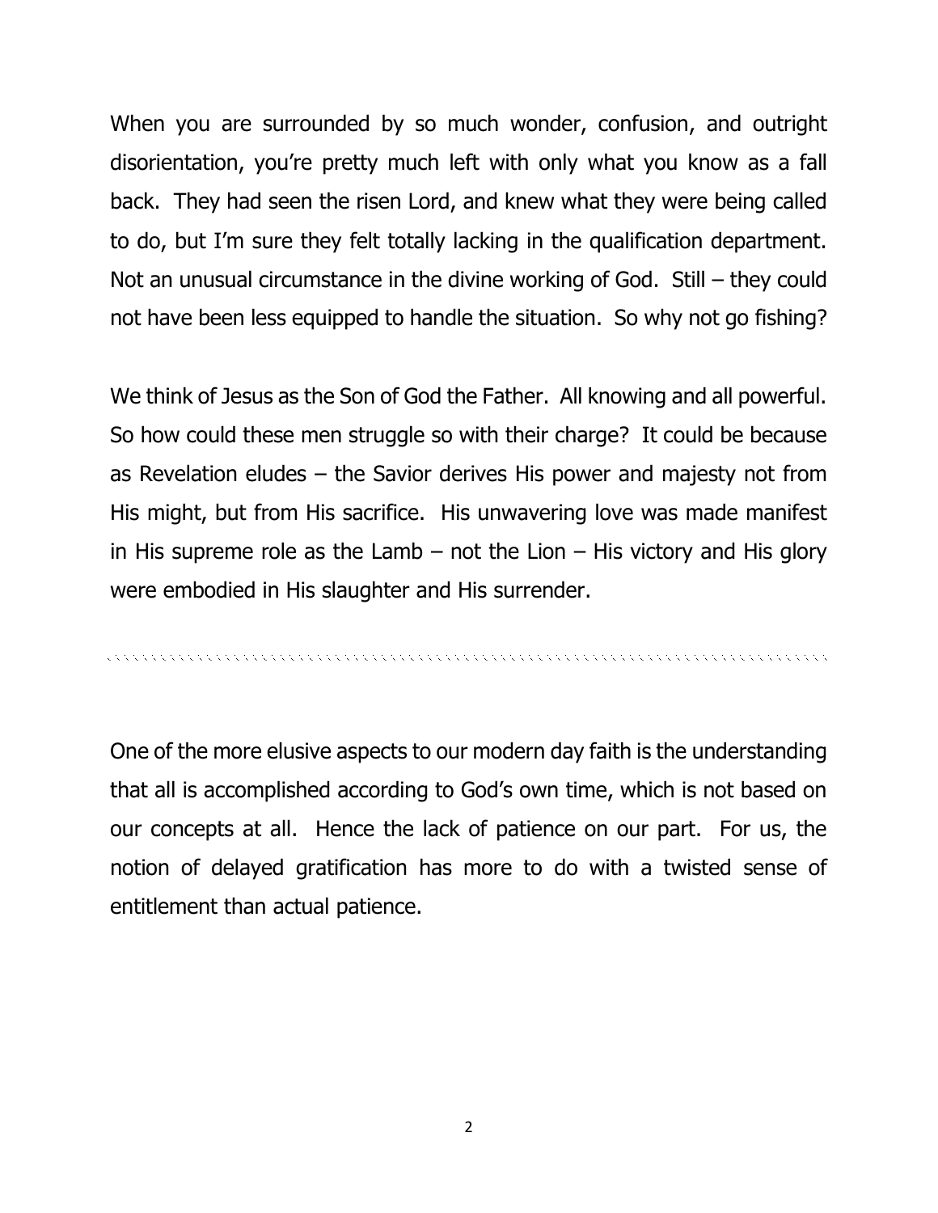When you are surrounded by so much wonder, confusion, and outright disorientation, you're pretty much left with only what you know as a fall back. They had seen the risen Lord, and knew what they were being called to do, but I'm sure they felt totally lacking in the qualification department. Not an unusual circumstance in the divine working of God. Still – they could not have been less equipped to handle the situation. So why not go fishing?

We think of Jesus as the Son of God the Father. All knowing and all powerful. So how could these men struggle so with their charge? It could be because as Revelation eludes – the Savior derives His power and majesty not from His might, but from His sacrifice. His unwavering love was made manifest in His supreme role as the Lamb – not the Lion – His victory and His glory were embodied in His slaughter and His surrender.

---

One of the more elusive aspects to our modern day faith is the understanding that all is accomplished according to God's own time, which is not based on our concepts at all. Hence the lack of patience on our part. For us, the notion of delayed gratification has more to do with a twisted sense of entitlement than actual patience.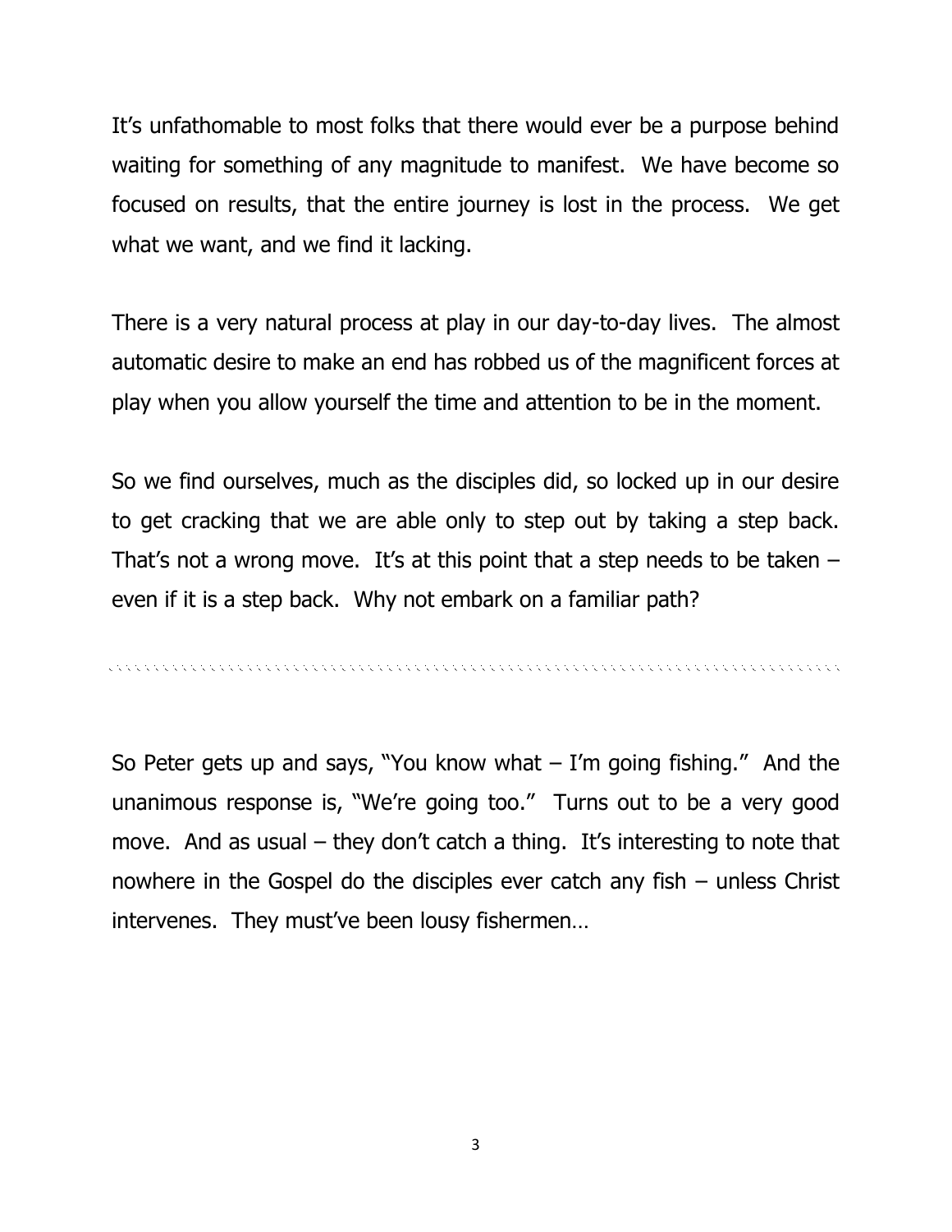It’s unfathomable to most folks that there would ever be a purpose behind waiting for something of any magnitude to manifest. We have become so focused on results, that the entire journey is lost in the process. We get what we want, and we find it lacking.

There is a very natural process at play in our day-to-day lives. The almost automatic desire to make an end has robbed us of the magnificent forces at play when you allow yourself the time and attention to be in the moment.

So we find ourselves, much as the disciples did, so locked up in our desire to get cracking that we are able only to step out by taking a step back. That’s not a wrong move. It’s at this point that a step needs to be taken – even if it is a step back. Why not embark on a familiar path?

---

So Peter gets up and says, “You know what – I’m going fishing.” And the unanimous response is, “We’re going too.” Turns out to be a very good move. And as usual – they don’t catch a thing. It’s interesting to note that nowhere in the Gospel do the disciples ever catch any fish – unless Christ intervenes. They must’ve been lousy fishermen…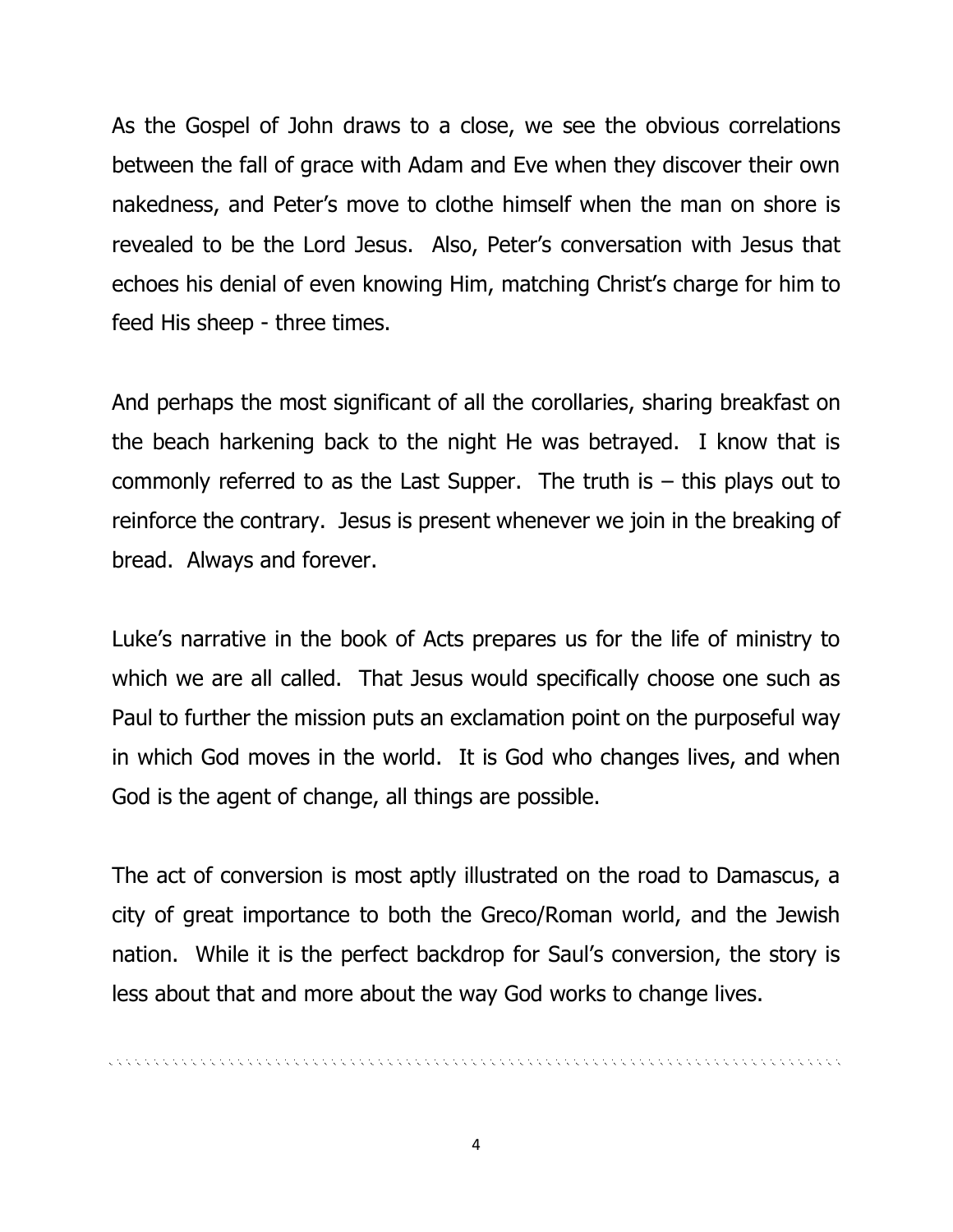As the Gospel of John draws to a close, we see the obvious correlations between the fall of grace with Adam and Eve when they discover their own nakedness, and Peter's move to clothe himself when the man on shore is revealed to be the Lord Jesus. Also, Peter's conversation with Jesus that echoes his denial of even knowing Him, matching Christ's charge for him to feed His sheep - three times.

And perhaps the most significant of all the corollaries, sharing breakfast on the beach harkening back to the night He was betrayed. I know that is commonly referred to as the Last Supper. The truth is – this plays out to reinforce the contrary. Jesus is present whenever we join in the breaking of bread. Always and forever.

Luke's narrative in the book of Acts prepares us for the life of ministry to which we are all called. That Jesus would specifically choose one such as Paul to further the mission puts an exclamation point on the purposeful way in which God moves in the world. It is God who changes lives, and when God is the agent of change, all things are possible.

The act of conversion is most aptly illustrated on the road to Damascus, a city of great importance to both the Greco/Roman world, and the Jewish nation. While it is the perfect backdrop for Saul's conversion, the story is less about that and more about the way God works to change lives.

---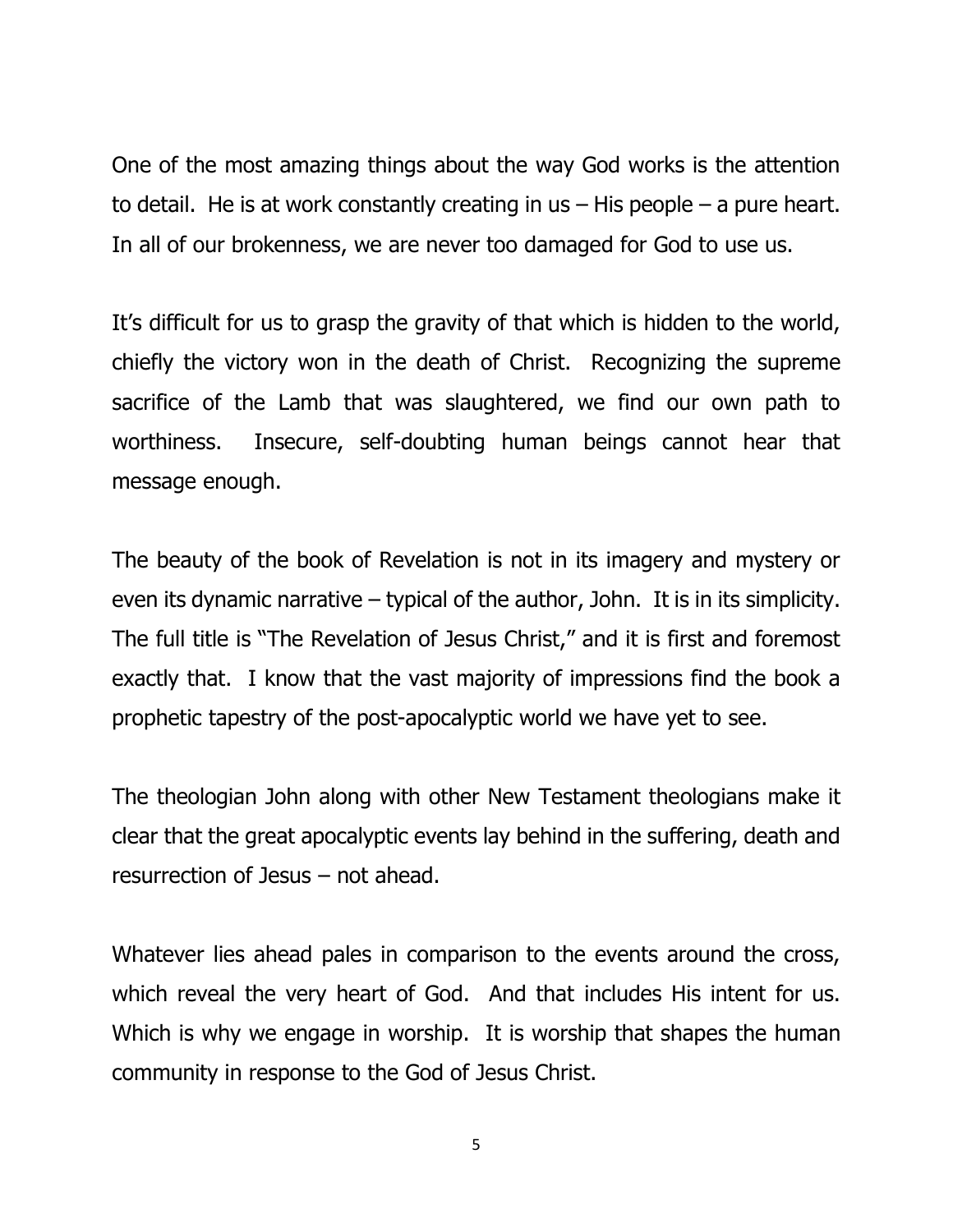One of the most amazing things about the way God works is the attention to detail. He is at work constantly creating in us – His people – a pure heart. In all of our brokenness, we are never too damaged for God to use us.

It's difficult for us to grasp the gravity of that which is hidden to the world, chiefly the victory won in the death of Christ. Recognizing the supreme sacrifice of the Lamb that was slaughtered, we find our own path to worthiness. Insecure, self-doubting human beings cannot hear that message enough.

The beauty of the book of Revelation is not in its imagery and mystery or even its dynamic narrative – typical of the author, John. It is in its simplicity. The full title is "The Revelation of Jesus Christ," and it is first and foremost exactly that. I know that the vast majority of impressions find the book a prophetic tapestry of the post-apocalyptic world we have yet to see.

The theologian John along with other New Testament theologians make it clear that the great apocalyptic events lay behind in the suffering, death and resurrection of Jesus – not ahead.

Whatever lies ahead pales in comparison to the events around the cross, which reveal the very heart of God. And that includes His intent for us. Which is why we engage in worship. It is worship that shapes the human community in response to the God of Jesus Christ.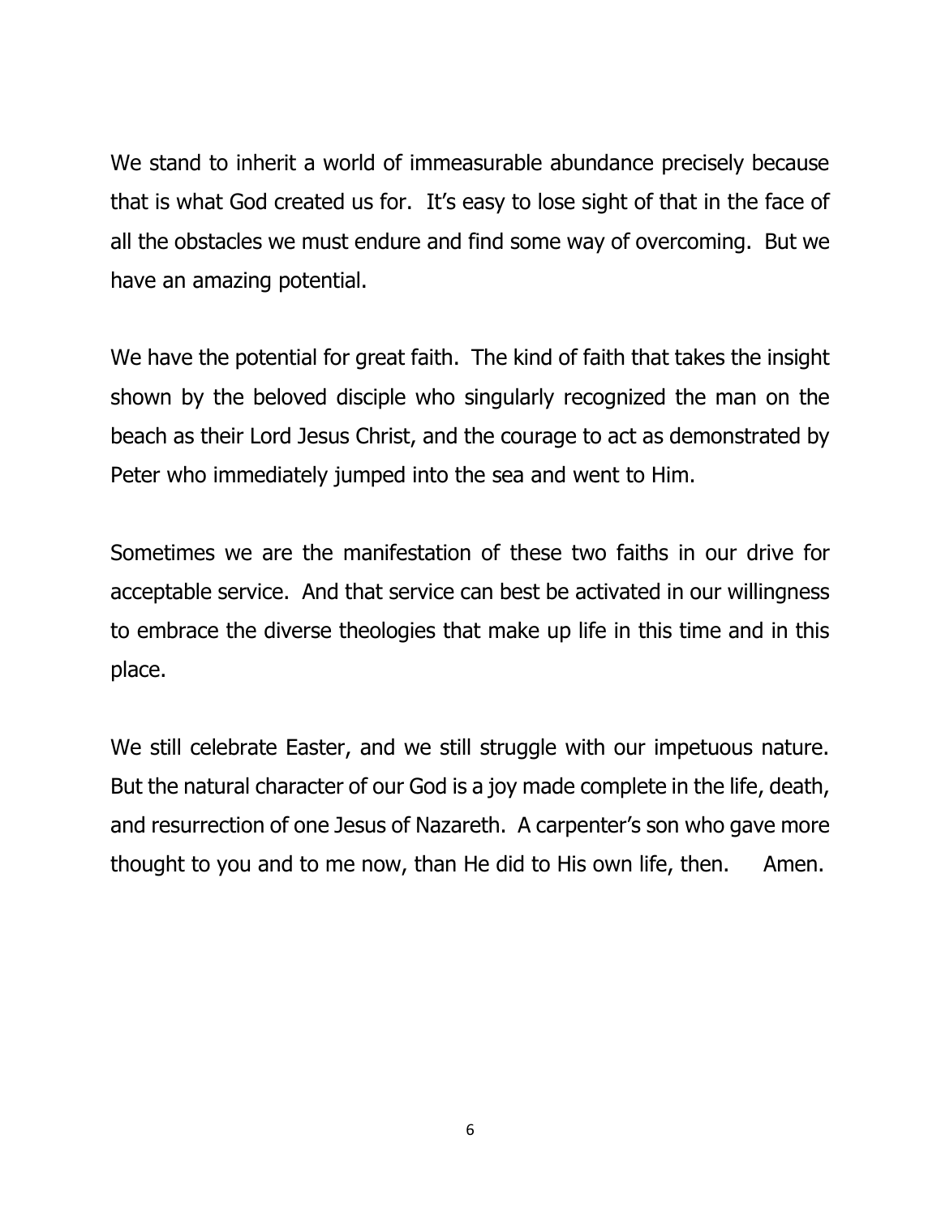We stand to inherit a world of immeasurable abundance precisely because that is what God created us for. It's easy to lose sight of that in the face of all the obstacles we must endure and find some way of overcoming. But we have an amazing potential.

We have the potential for great faith. The kind of faith that takes the insight shown by the beloved disciple who singularly recognized the man on the beach as their Lord Jesus Christ, and the courage to act as demonstrated by Peter who immediately jumped into the sea and went to Him.

Sometimes we are the manifestation of these two faiths in our drive for acceptable service. And that service can best be activated in our willingness to embrace the diverse theologies that make up life in this time and in this place.

We still celebrate Easter, and we still struggle with our impetuous nature. But the natural character of our God is a joy made complete in the life, death, and resurrection of one Jesus of Nazareth. A carpenter's son who gave more thought to you and to me now, than He did to His own life, then. Amen.